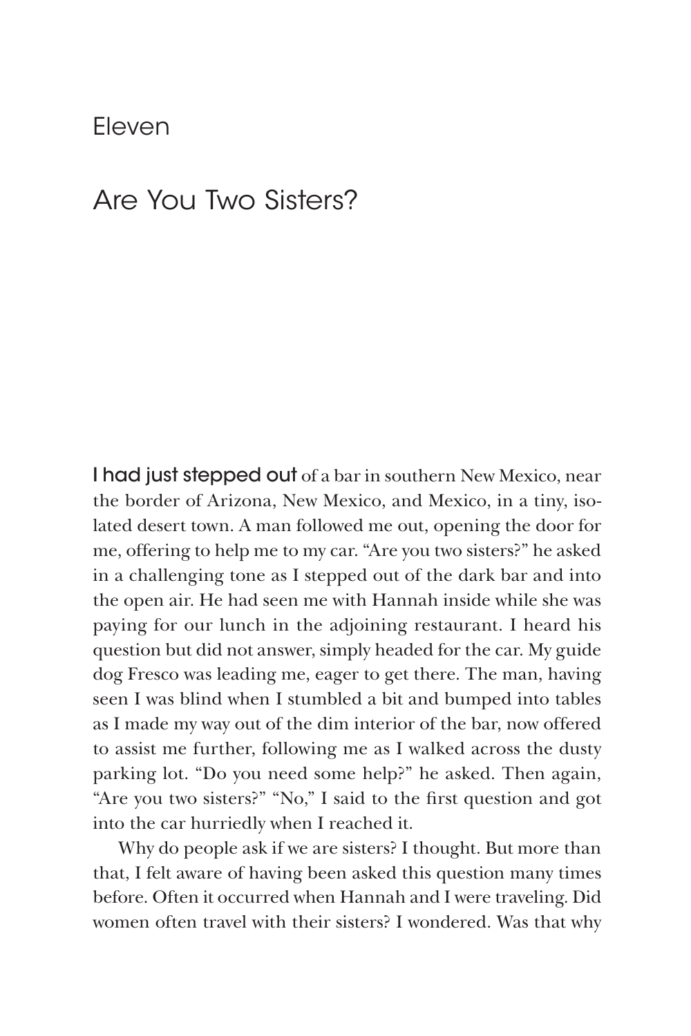# Eleven

## Are You Two Sisters?

**I had just stepped out** of a bar in southern New Mexico, near the border of Arizona, New Mexico, and Mexico, in a tiny, isolated desert town. A man followed me out, opening the door for me, offering to help me to my car. "Are you two sisters?" he asked in a challenging tone as I stepped out of the dark bar and into the open air. He had seen me with Hannah inside while she was paying for our lunch in the adjoining restaurant. I heard his question but did not answer, simply headed for the car. My guide dog Fresco was leading me, eager to get there. The man, having seen I was blind when I stumbled a bit and bumped into tables as I made my way out of the dim interior of the bar, now offered to assist me further, following me as I walked across the dusty parking lot. "Do you need some help?" he asked. Then again, "Are you two sisters?" "No," I said to the first question and got into the car hurriedly when I reached it.

Why do people ask if we are sisters? I thought. But more than that, I felt aware of having been asked this question many times before. Often it occurred when Hannah and I were traveling. Did women often travel with their sisters? I wondered. Was that why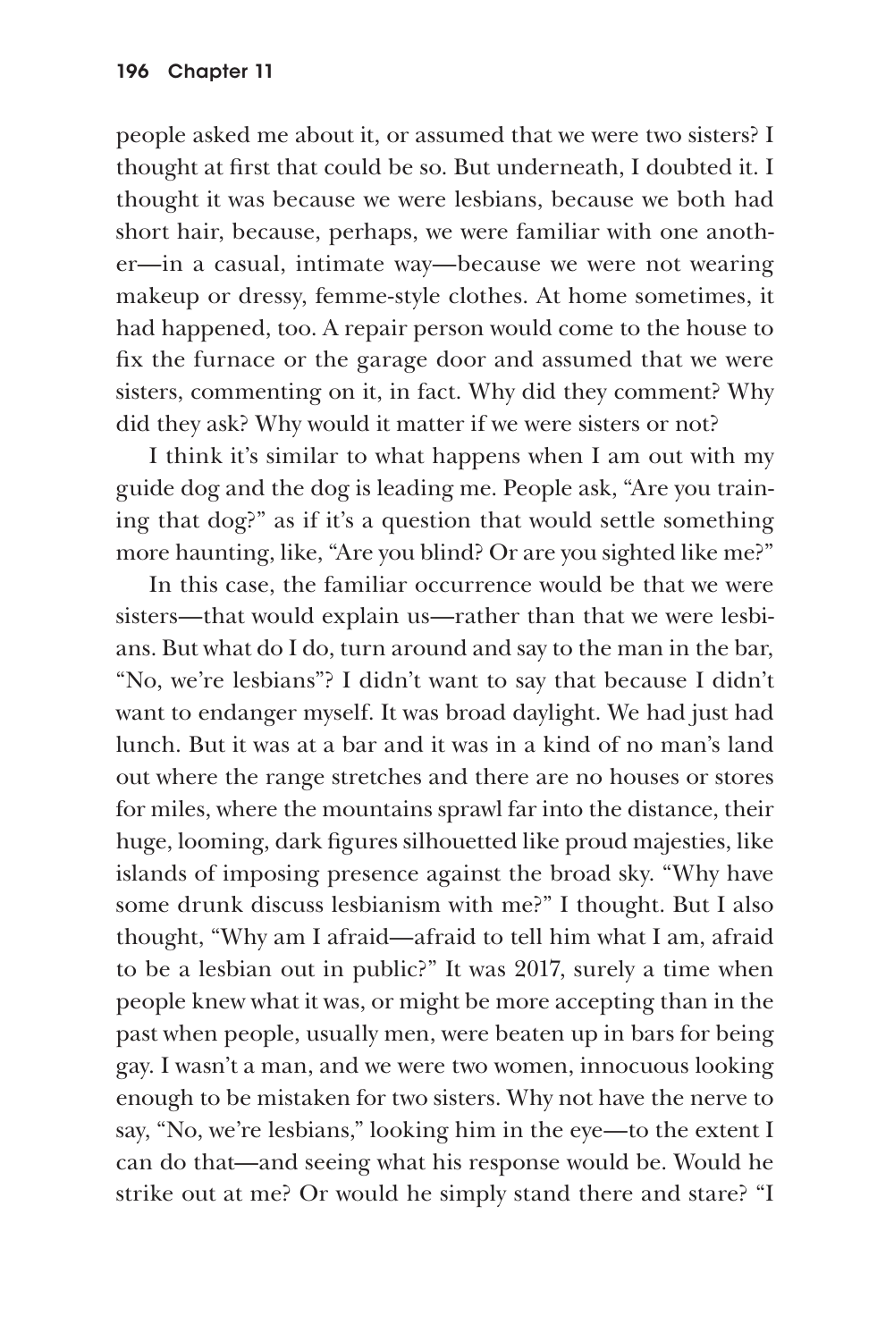people asked me about it, or assumed that we were two sisters? I thought at first that could be so. But underneath, I doubted it. I thought it was because we were lesbians, because we both had short hair, because, perhaps, we were familiar with one another—in a casual, intimate way—because we were not wearing makeup or dressy, femme-style clothes. At home sometimes, it had happened, too. A repair person would come to the house to fix the furnace or the garage door and assumed that we were sisters, commenting on it, in fact. Why did they comment? Why did they ask? Why would it matter if we were sisters or not?

I think it's similar to what happens when I am out with my guide dog and the dog is leading me. People ask, "Are you training that dog?" as if it's a question that would settle something more haunting, like, "Are you blind? Or are you sighted like me?"

In this case, the familiar occurrence would be that we were sisters—that would explain us—rather than that we were lesbians. But what do I do, turn around and say to the man in the bar, "No, we're lesbians"? I didn't want to say that because I didn't want to endanger myself. It was broad daylight. We had just had lunch. But it was at a bar and it was in a kind of no man's land out where the range stretches and there are no houses or stores for miles, where the mountains sprawl far into the distance, their huge, looming, dark figures silhouetted like proud majesties, like islands of imposing presence against the broad sky. "Why have some drunk discuss lesbianism with me?" I thought. But I also thought, "Why am I afraid—afraid to tell him what I am, afraid to be a lesbian out in public?" It was 2017, surely a time when people knew what it was, or might be more accepting than in the past when people, usually men, were beaten up in bars for being gay. I wasn't a man, and we were two women, innocuous looking enough to be mistaken for two sisters. Why not have the nerve to say, "No, we're lesbians," looking him in the eye—to the extent I can do that—and seeing what his response would be. Would he strike out at me? Or would he simply stand there and stare? "I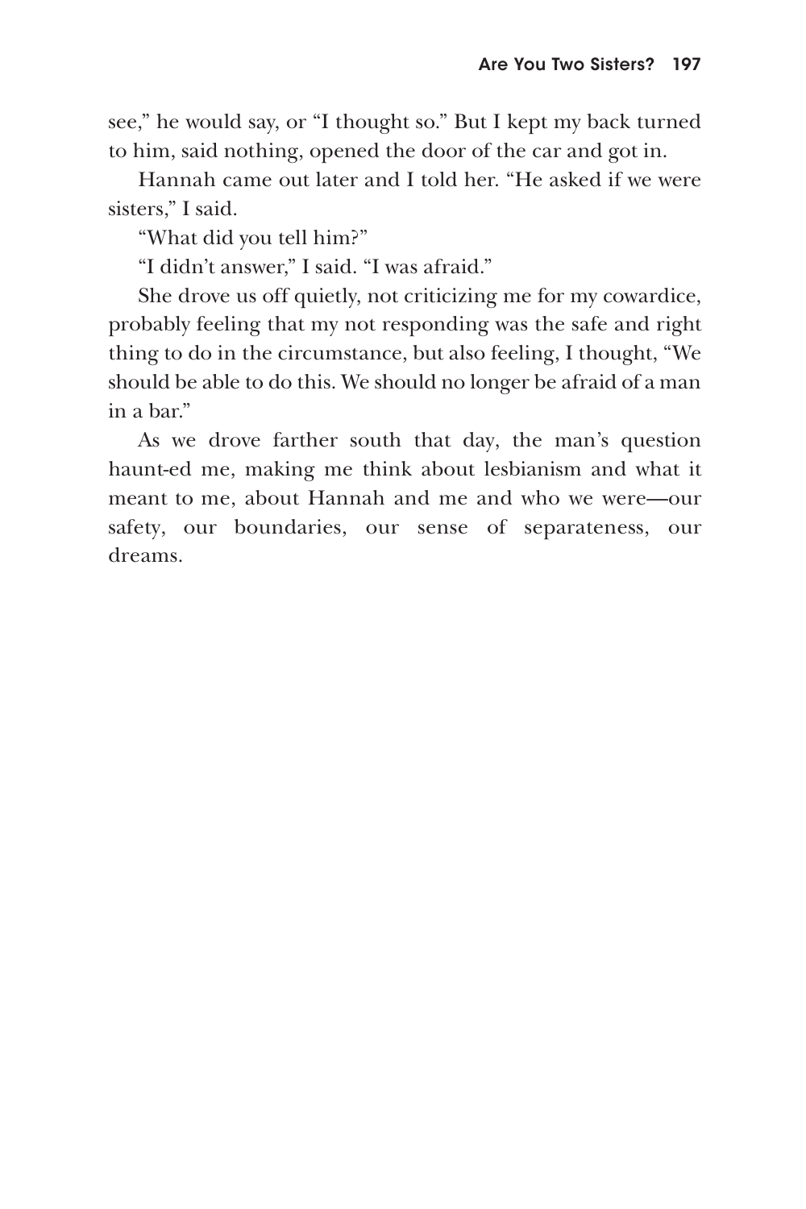see," he would say, or "I thought so." But I kept my back turned to him, said nothing, opened the door of the car and got in.

Hannah came out later and I told her. "He asked if we were sisters," I said.

"What did you tell him?"

"I didn't answer," I said. "I was afraid."

She drove us off quietly, not criticizing me for my cowardice, probably feeling that my not responding was the safe and right thing to do in the circumstance, but also feeling, I thought, "We should be able to do this. We should no longer be afraid of a man in a bar."

As we drove farther south that day, the man's question haunt-ed me, making me think about lesbianism and what it meant to me, about Hannah and me and who we were—our safety, our boundaries, our sense of separateness, our dreams.